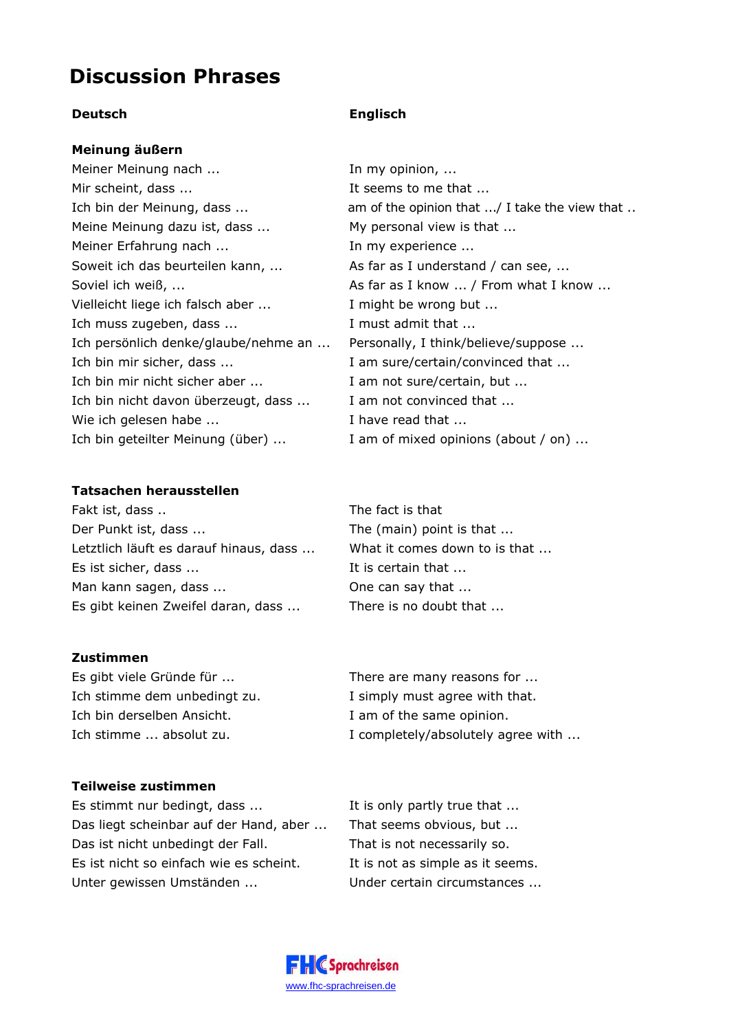# Discussion Phrases

| Deutsch | Englisch |
|---|---|
| **Meinung äußern** | |
| Meiner Meinung nach ... | In my opinion, ... |
| Mir scheint, dass ... | It seems to me that ... |
| Ich bin der Meinung, dass ... | am of the opinion that .../ I take the view that .. |
| Meine Meinung dazu ist, dass ... | My personal view is that ... |
| Meiner Erfahrung nach ... | In my experience ... |
| Soweit ich das beurteilen kann, ... | As far as I understand / can see, ... |
| Soviel ich weiß, ... | As far as I know ... / From what I know ... |
| Vielleicht liege ich falsch aber ... | I might be wrong but ... |
| Ich muss zugeben, dass ... | I must admit that ... |
| Ich persönlich denke/glaube/nehme an ... | Personally, I think/believe/suppose ... |
| Ich bin mir sicher, dass ... | I am sure/certain/convinced that ... |
| Ich bin mir nicht sicher aber ... | I am not sure/certain, but ... |
| Ich bin nicht davon überzeugt, dass ... | I am not convinced that ... |
| Wie ich gelesen habe ... | I have read that ... |
| Ich bin geteilter Meinung (über) ... | I am of mixed opinions (about / on) ... |
| **Tatsachen herausstellen** | |
| Fakt ist, dass .. | The fact is that |
| Der Punkt ist, dass ... | The (main) point is that ... |
| Letztlich läuft es darauf hinaus, dass ... | What it comes down to is that ... |
| Es ist sicher, dass ... | It is certain that ... |
| Man kann sagen, dass ... | One can say that ... |
| Es gibt keinen Zweifel daran, dass ... | There is no doubt that ... |
| **Zustimmen** | |
| Es gibt viele Gründe für ... | There are many reasons for ... |
| Ich stimme dem unbedingt zu. | I simply must agree with that. |
| Ich bin derselben Ansicht. | I am of the same opinion. |
| Ich stimme ... absolut zu. | I completely/absolutely agree with ... |
| **Teilweise zustimmen** | |
| Es stimmt nur bedingt, dass ... | It is only partly true that ... |
| Das liegt scheinbar auf der Hand, aber ... | That seems obvious, but ... |
| Das ist nicht unbedingt der Fall. | That is not necessarily so. |
| Es ist nicht so einfach wie es scheint. | It is not as simple as it seems. |
| Unter gewissen Umständen ... | Under certain circumstances ... |

FHC Sprachreisen
www.fhc-sprachreisen.de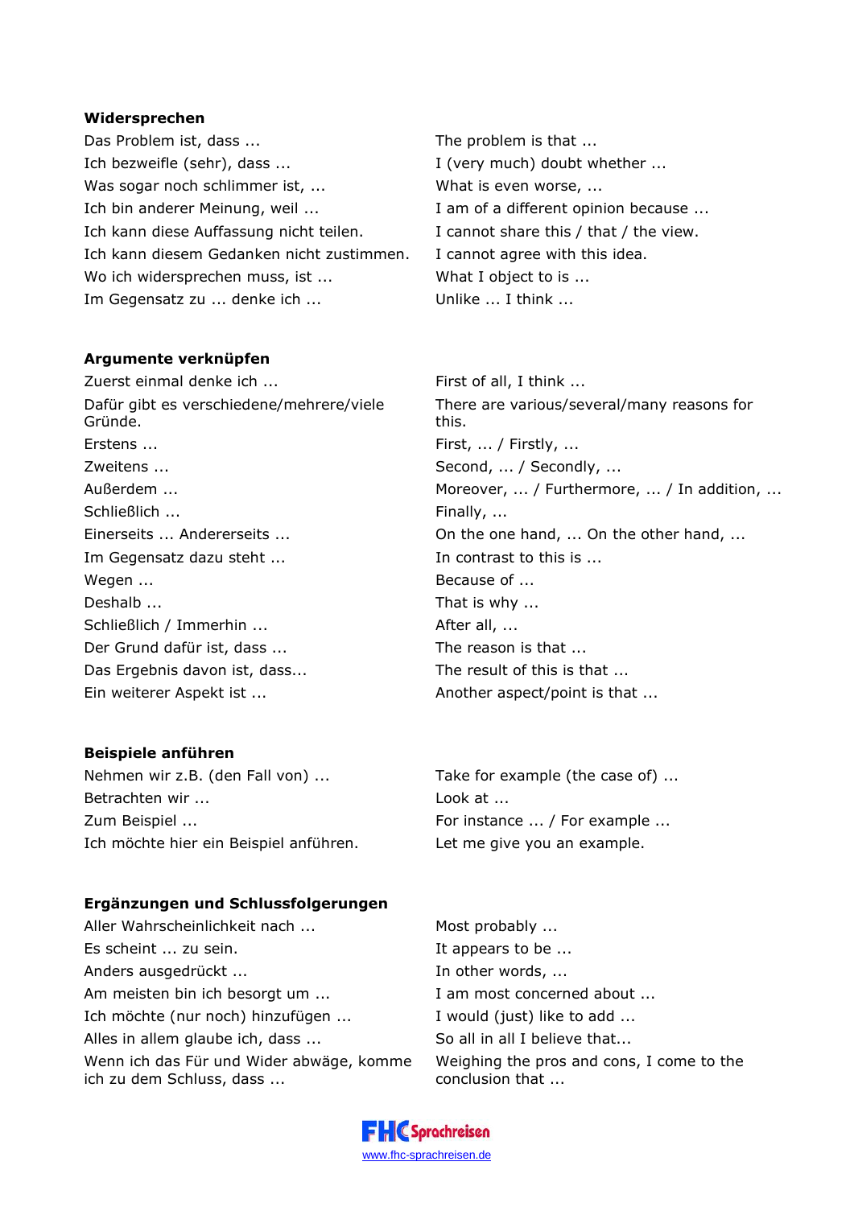**Widersprechen**

| | |
|---|---|
| Das Problem ist, dass ... | The problem is that ... |
| Ich bezweifle (sehr), dass ... | I (very much) doubt whether ... |
| Was sogar noch schlimmer ist, ... | What is even worse, ... |
| Ich bin anderer Meinung, weil ... | I am of a different opinion because ... |
| Ich kann diese Auffassung nicht teilen. | I cannot share this / that / the view. |
| Ich kann diesem Gedanken nicht zustimmen. | I cannot agree with this idea. |
| Wo ich widersprechen muss, ist ... | What I object to is ... |
| Im Gegensatz zu ... denke ich ... | Unlike ... I think ... |

**Argumente verknüpfen**

| | |
|---|---|
| Zuerst einmal denke ich ... | First of all, I think ... |
| Dafür gibt es verschiedene/mehrere/viele Gründe. | There are various/several/many reasons for this. |
| Erstens ... | First, ... / Firstly, ... |
| Zweitens ... | Second, ... / Secondly, ... |
| Außerdem ... | Moreover, ... / Furthermore, ... / In addition, ... |
| Schließlich ... | Finally, ... |
| Einerseits ... Andererseits ... | On the one hand, ... On the other hand, ... |
| Im Gegensatz dazu steht ... | In contrast to this is ... |
| Wegen ... | Because of ... |
| Deshalb ... | That is why ... |
| Schließlich / Immerhin ... | After all, ... |
| Der Grund dafür ist, dass ... | The reason is that ... |
| Das Ergebnis davon ist, dass... | The result of this is that ... |
| Ein weiterer Aspekt ist ... | Another aspect/point is that ... |

**Beispiele anführen**

| | |
|---|---|
| Nehmen wir z.B. (den Fall von) ... | Take for example (the case of) ... |
| Betrachten wir ... | Look at ... |
| Zum Beispiel ... | For instance ... / For example ... |
| Ich möchte hier ein Beispiel anführen. | Let me give you an example. |

**Ergänzungen und Schlussfolgerungen**

| | |
|---|---|
| Aller Wahrscheinlichkeit nach ... | Most probably ... |
| Es scheint ... zu sein. | It appears to be ... |
| Anders ausgedrückt ... | In other words, ... |
| Am meisten bin ich besorgt um ... | I am most concerned about ... |
| Ich möchte (nur noch) hinzufügen ... | I would (just) like to add ... |
| Alles in allem glaube ich, dass ... | So all in all I believe that... |
| Wenn ich das Für und Wider abwäge, komme ich zu dem Schluss, dass ... | Weighing the pros and cons, I come to the conclusion that ... |

FHC Sprachreisen
www.fhc-sprachreisen.de